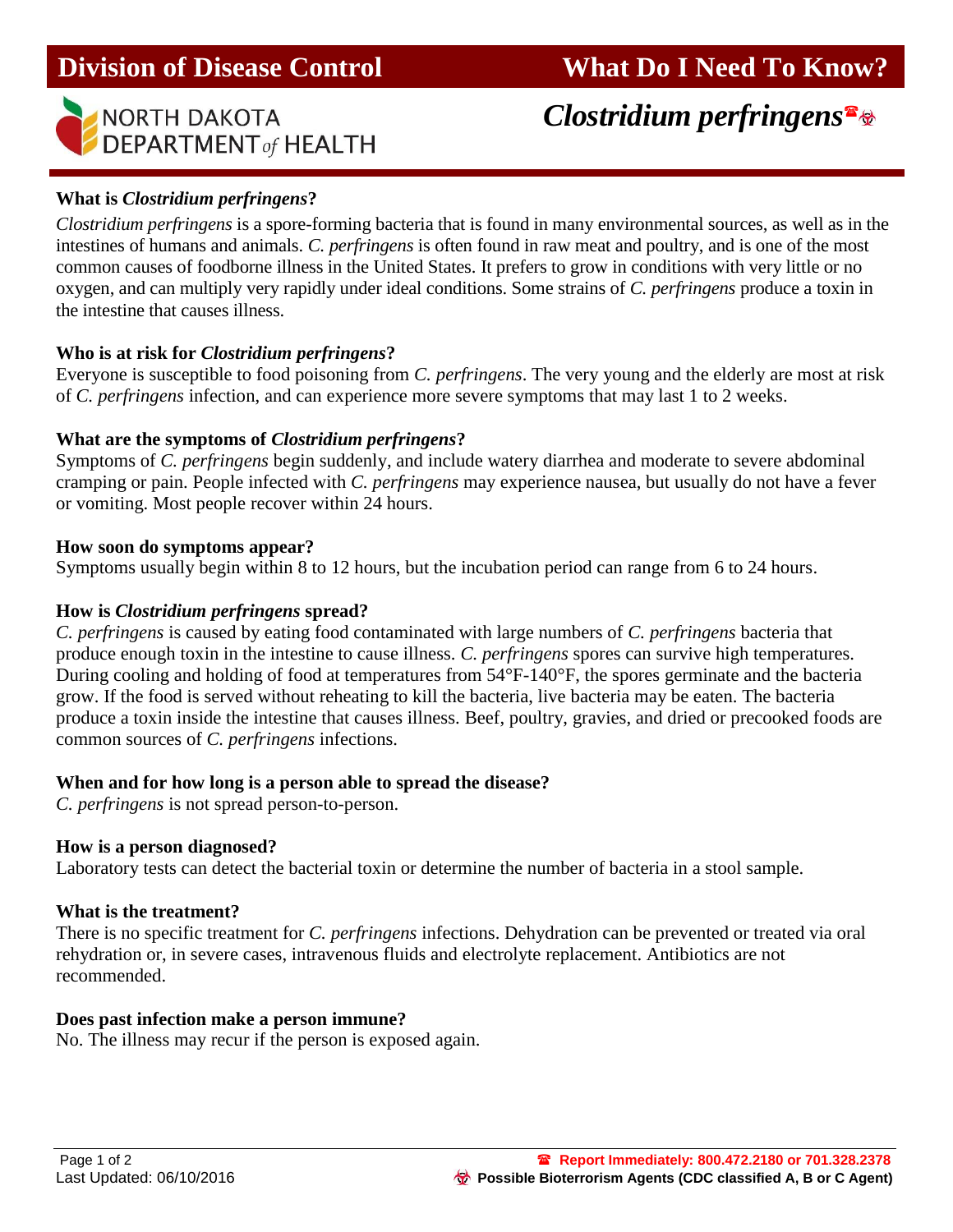# Division of Disease Control — What Do I Need To Know?

NORTH DAKOTA DEPARTMENT *of* HEALTH

## *Clostridium perfringens*☎☣

### What is *Clostridium perfringens*?

*Clostridium perfringens* is a spore-forming bacteria that is found in many environmental sources, as well as in the intestines of humans and animals. *C. perfringens* is often found in raw meat and poultry, and is one of the most common causes of foodborne illness in the United States. It prefers to grow in conditions with very little or no oxygen, and can multiply very rapidly under ideal conditions. Some strains of *C. perfringens* produce a toxin in the intestine that causes illness.

### Who is at risk for *Clostridium perfringens*?

Everyone is susceptible to food poisoning from *C. perfringens*. The very young and the elderly are most at risk of *C. perfringens* infection, and can experience more severe symptoms that may last 1 to 2 weeks.

### What are the symptoms of *Clostridium perfringens*?

Symptoms of *C. perfringens* begin suddenly, and include watery diarrhea and moderate to severe abdominal cramping or pain. People infected with *C. perfringens* may experience nausea, but usually do not have a fever or vomiting. Most people recover within 24 hours.

### How soon do symptoms appear?

Symptoms usually begin within 8 to 12 hours, but the incubation period can range from 6 to 24 hours.

### How is *Clostridium perfringens* spread?

*C. perfringens* is caused by eating food contaminated with large numbers of *C. perfringens* bacteria that produce enough toxin in the intestine to cause illness. *C. perfringens* spores can survive high temperatures. During cooling and holding of food at temperatures from 54°F-140°F, the spores germinate and the bacteria grow. If the food is served without reheating to kill the bacteria, live bacteria may be eaten. The bacteria produce a toxin inside the intestine that causes illness. Beef, poultry, gravies, and dried or precooked foods are common sources of *C. perfringens* infections.

### When and for how long is a person able to spread the disease?

*C. perfringens* is not spread person-to-person.

### How is a person diagnosed?

Laboratory tests can detect the bacterial toxin or determine the number of bacteria in a stool sample.

### What is the treatment?

There is no specific treatment for *C. perfringens* infections. Dehydration can be prevented or treated via oral rehydration or, in severe cases, intravenous fluids and electrolyte replacement. Antibiotics are not recommended.

### Does past infection make a person immune?

No. The illness may recur if the person is exposed again.

Last Updated: 06/10/2016

☎ **Report Immediately: 800.472.2180 or 701.328.2378**

☣ **Possible Bioterrorism Agents (CDC classified A, B or C Agent)**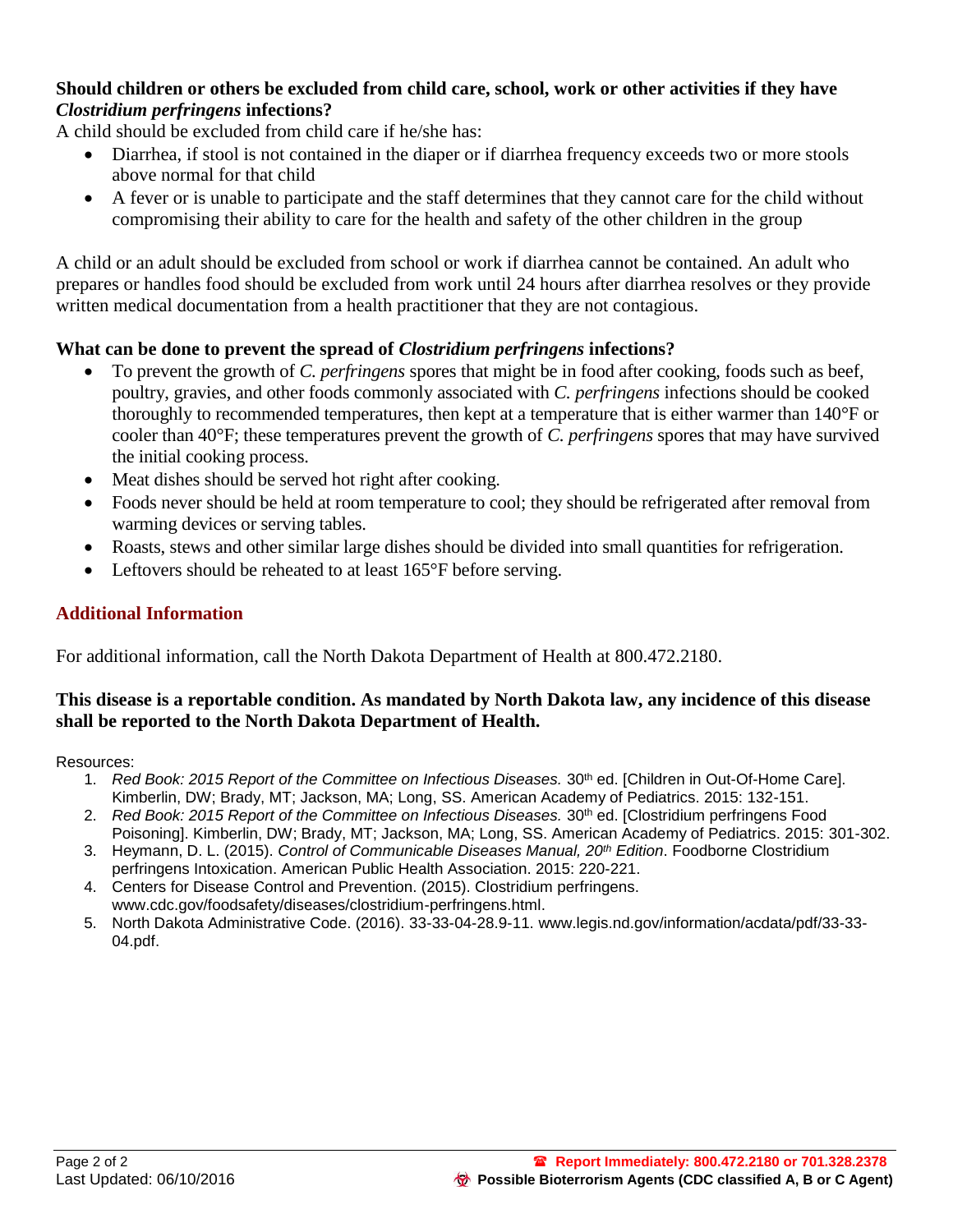**Should children or others be excluded from child care, school, work or other activities if they have *Clostridium perfringens* infections?**

A child should be excluded from child care if he/she has:

- Diarrhea, if stool is not contained in the diaper or if diarrhea frequency exceeds two or more stools above normal for that child
- A fever or is unable to participate and the staff determines that they cannot care for the child without compromising their ability to care for the health and safety of the other children in the group

A child or an adult should be excluded from school or work if diarrhea cannot be contained. An adult who prepares or handles food should be excluded from work until 24 hours after diarrhea resolves or they provide written medical documentation from a health practitioner that they are not contagious.

**What can be done to prevent the spread of *Clostridium perfringens* infections?**

- To prevent the growth of *C. perfringens* spores that might be in food after cooking, foods such as beef, poultry, gravies, and other foods commonly associated with *C. perfringens* infections should be cooked thoroughly to recommended temperatures, then kept at a temperature that is either warmer than 140°F or cooler than 40°F; these temperatures prevent the growth of *C. perfringens* spores that may have survived the initial cooking process.
- Meat dishes should be served hot right after cooking.
- Foods never should be held at room temperature to cool; they should be refrigerated after removal from warming devices or serving tables.
- Roasts, stews and other similar large dishes should be divided into small quantities for refrigeration.
- Leftovers should be reheated to at least 165°F before serving.

## Additional Information

For additional information, call the North Dakota Department of Health at 800.472.2180.

**This disease is a reportable condition. As mandated by North Dakota law, any incidence of this disease shall be reported to the North Dakota Department of Health.**

Resources:

1. *Red Book: 2015 Report of the Committee on Infectious Diseases.* 30th ed. [Children in Out-Of-Home Care]. Kimberlin, DW; Brady, MT; Jackson, MA; Long, SS. American Academy of Pediatrics. 2015: 132-151.
2. *Red Book: 2015 Report of the Committee on Infectious Diseases.* 30th ed. [Clostridium perfringens Food Poisoning]. Kimberlin, DW; Brady, MT; Jackson, MA; Long, SS. American Academy of Pediatrics. 2015: 301-302.
3. Heymann, D. L. (2015). *Control of Communicable Diseases Manual, 20th Edition*. Foodborne Clostridium perfringens Intoxication. American Public Health Association. 2015: 220-221.
4. Centers for Disease Control and Prevention. (2015). Clostridium perfringens. www.cdc.gov/foodsafety/diseases/clostridium-perfringens.html.
5. North Dakota Administrative Code. (2016). 33-33-04-28.9-11. www.legis.nd.gov/information/acdata/pdf/33-33-04.pdf.

Last Updated: 06/10/2016

☎ Report Immediately: 800.472.2180 or 701.328.2378

Possible Bioterrorism Agents (CDC classified A, B or C Agent)